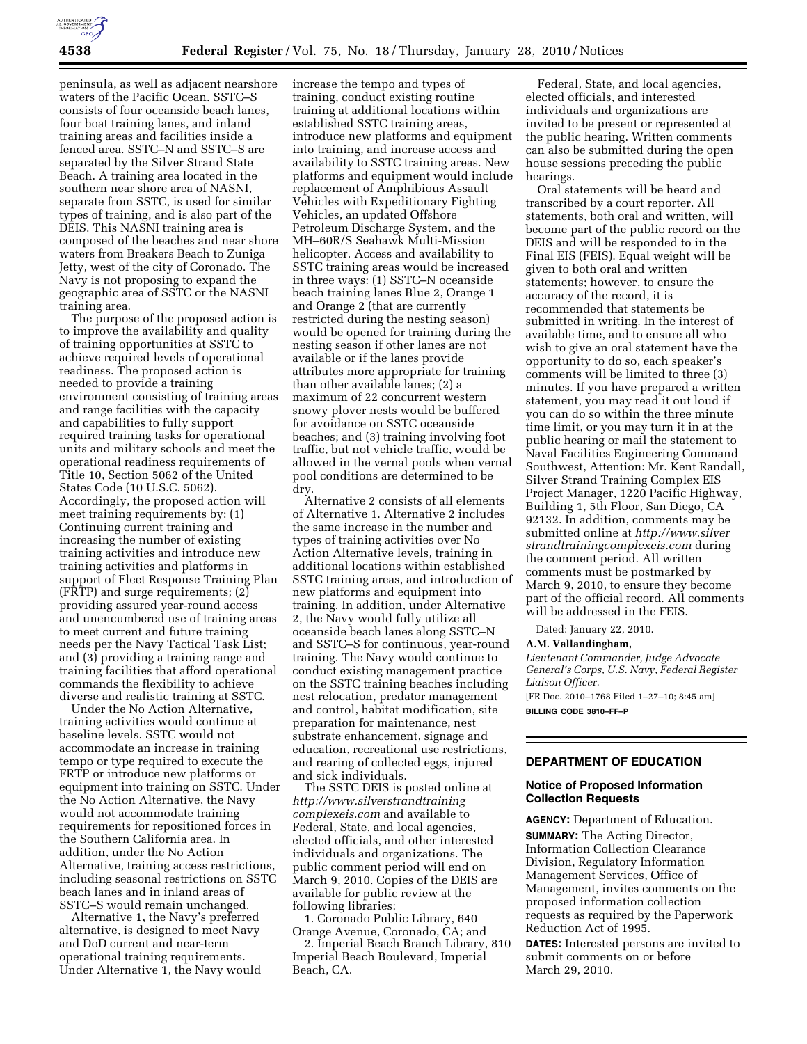peninsula, as well as adjacent nearshore waters of the Pacific Ocean. SSTC–S consists of four oceanside beach lanes, four boat training lanes, and inland training areas and facilities inside a fenced area. SSTC–N and SSTC–S are separated by the Silver Strand State Beach. A training area located in the southern near shore area of NASNI, separate from SSTC, is used for similar types of training, and is also part of the DEIS. This NASNI training area is composed of the beaches and near shore waters from Breakers Beach to Zuniga Jetty, west of the city of Coronado. The Navy is not proposing to expand the geographic area of SSTC or the NASNI training area.

The purpose of the proposed action is to improve the availability and quality of training opportunities at SSTC to achieve required levels of operational readiness. The proposed action is needed to provide a training environment consisting of training areas and range facilities with the capacity and capabilities to fully support required training tasks for operational units and military schools and meet the operational readiness requirements of Title 10, Section 5062 of the United States Code (10 U.S.C. 5062). Accordingly, the proposed action will meet training requirements by: (1) Continuing current training and increasing the number of existing training activities and introduce new training activities and platforms in support of Fleet Response Training Plan (FRTP) and surge requirements; (2) providing assured year-round access and unencumbered use of training areas to meet current and future training needs per the Navy Tactical Task List; and (3) providing a training range and training facilities that afford operational commands the flexibility to achieve diverse and realistic training at SSTC.

Under the No Action Alternative, training activities would continue at baseline levels. SSTC would not accommodate an increase in training tempo or type required to execute the FRTP or introduce new platforms or equipment into training on SSTC. Under the No Action Alternative, the Navy would not accommodate training requirements for repositioned forces in the Southern California area. In addition, under the No Action Alternative, training access restrictions, including seasonal restrictions on SSTC beach lanes and in inland areas of SSTC–S would remain unchanged.

Alternative 1, the Navy's preferred alternative, is designed to meet Navy and DoD current and near-term operational training requirements. Under Alternative 1, the Navy would increase the tempo and types of training, conduct existing routine training at additional locations within established SSTC training areas, introduce new platforms and equipment into training, and increase access and availability to SSTC training areas. New platforms and equipment would include replacement of Amphibious Assault Vehicles with Expeditionary Fighting Vehicles, an updated Offshore Petroleum Discharge System, and the MH–60R/S Seahawk Multi-Mission helicopter. Access and availability to SSTC training areas would be increased in three ways: (1) SSTC–N oceanside beach training lanes Blue 2, Orange 1 and Orange 2 (that are currently restricted during the nesting season) would be opened for training during the nesting season if other lanes are not available or if the lanes provide attributes more appropriate for training than other available lanes; (2) a maximum of 22 concurrent western snowy plover nests would be buffered for avoidance on SSTC oceanside beaches; and (3) training involving foot traffic, but not vehicle traffic, would be allowed in the vernal pools when vernal pool conditions are determined to be dry.

Alternative 2 consists of all elements of Alternative 1. Alternative 2 includes the same increase in the number and types of training activities over No Action Alternative levels, training in additional locations within established SSTC training areas, and introduction of new platforms and equipment into training. In addition, under Alternative 2, the Navy would fully utilize all oceanside beach lanes along SSTC–N and SSTC–S for continuous, year-round training. The Navy would continue to conduct existing management practice on the SSTC training beaches including nest relocation, predator management and control, habitat modification, site preparation for maintenance, nest substrate enhancement, signage and education, recreational use restrictions, and rearing of collected eggs, injured and sick individuals.

The SSTC DEIS is posted online at *http://www.silverstrandtrainingcomplexeis.com* and available to Federal, State, and local agencies, elected officials, and other interested individuals and organizations. The public comment period will end on March 9, 2010. Copies of the DEIS are available for public review at the following libraries:

1. Coronado Public Library, 640 Orange Avenue, Coronado, CA; and
2. Imperial Beach Branch Library, 810 Imperial Beach Boulevard, Imperial Beach, CA.

Federal, State, and local agencies, elected officials, and interested individuals and organizations are invited to be present or represented at the public hearing. Written comments can also be submitted during the open house sessions preceding the public hearings.

Oral statements will be heard and transcribed by a court reporter. All statements, both oral and written, will become part of the public record on the DEIS and will be responded to in the Final EIS (FEIS). Equal weight will be given to both oral and written statements; however, to ensure the accuracy of the record, it is recommended that statements be submitted in writing. In the interest of available time, and to ensure all who wish to give an oral statement have the opportunity to do so, each speaker's comments will be limited to three (3) minutes. If you have prepared a written statement, you may read it out loud if you can do so within the three minute time limit, or you may turn it in at the public hearing or mail the statement to Naval Facilities Engineering Command Southwest, Attention: Mr. Kent Randall, Silver Strand Training Complex EIS Project Manager, 1220 Pacific Highway, Building 1, 5th Floor, San Diego, CA 92132. In addition, comments may be submitted online at *http://www.silverstrandtrainingcomplexeis.com* during the comment period. All written comments must be postmarked by March 9, 2010, to ensure they become part of the official record. All comments will be addressed in the FEIS.

Dated: January 22, 2010.

**A.M. Vallandingham,**

*Lieutenant Commander, Judge Advocate General's Corps, U.S. Navy, Federal Register Liaison Officer.*

[FR Doc. 2010–1768 Filed 1–27–10; 8:45 am]

**BILLING CODE 3810–FF–P**

## DEPARTMENT OF EDUCATION

### Notice of Proposed Information Collection Requests

**AGENCY:** Department of Education.

**SUMMARY:** The Acting Director, Information Collection Clearance Division, Regulatory Information Management Services, Office of Management, invites comments on the proposed information collection requests as required by the Paperwork Reduction Act of 1995.

**DATES:** Interested persons are invited to submit comments on or before March 29, 2010.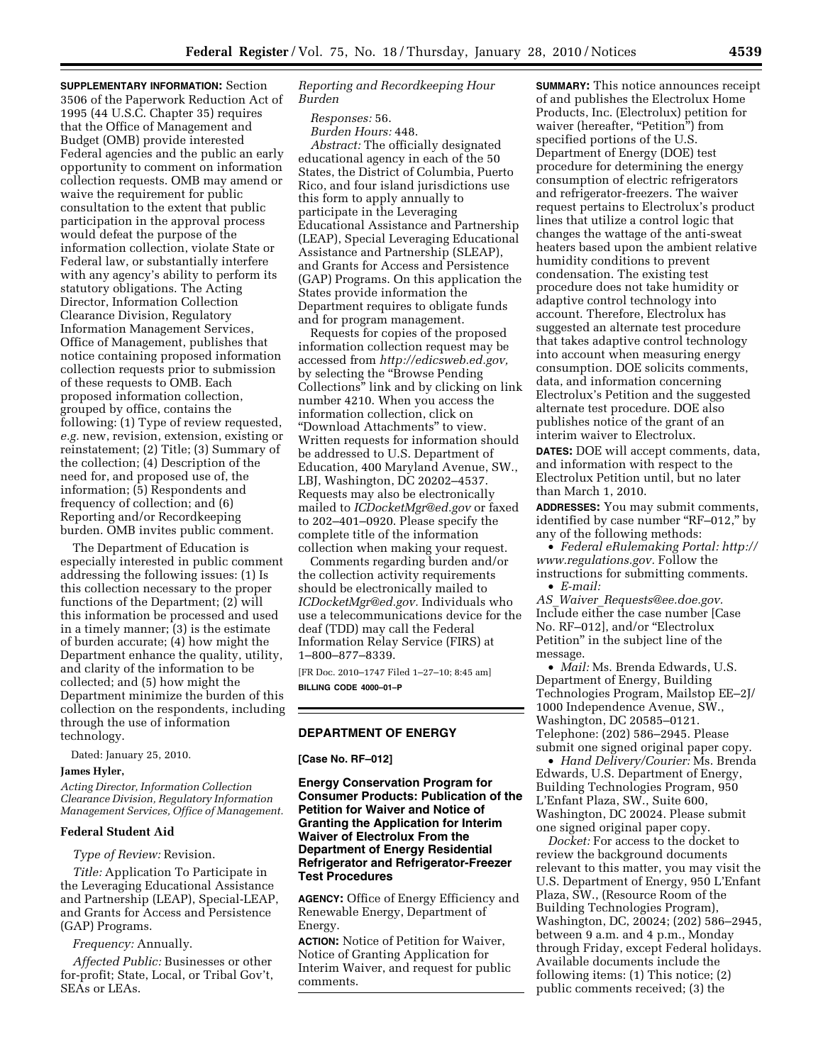**SUPPLEMENTARY INFORMATION:** Section 3506 of the Paperwork Reduction Act of 1995 (44 U.S.C. Chapter 35) requires that the Office of Management and Budget (OMB) provide interested Federal agencies and the public an early opportunity to comment on information collection requests. OMB may amend or waive the requirement for public consultation to the extent that public participation in the approval process would defeat the purpose of the information collection, violate State or Federal law, or substantially interfere with any agency's ability to perform its statutory obligations. The Acting Director, Information Collection Clearance Division, Regulatory Information Management Services, Office of Management, publishes that notice containing proposed information collection requests prior to submission of these requests to OMB. Each proposed information collection, grouped by office, contains the following: (1) Type of review requested, *e.g.* new, revision, extension, existing or reinstatement; (2) Title; (3) Summary of the collection; (4) Description of the need for, and proposed use of, the information; (5) Respondents and frequency of collection; and (6) Reporting and/or Recordkeeping burden. OMB invites public comment.

The Department of Education is especially interested in public comment addressing the following issues: (1) Is this collection necessary to the proper functions of the Department; (2) will this information be processed and used in a timely manner; (3) is the estimate of burden accurate; (4) how might the Department enhance the quality, utility, and clarity of the information to be collected; and (5) how might the Department minimize the burden of this collection on the respondents, including through the use of information technology.

Dated: January 25, 2010.

**James Hyler,**

*Acting Director, Information Collection Clearance Division, Regulatory Information Management Services, Office of Management.*

**Federal Student Aid**

*Type of Review:* Revision.

*Title:* Application To Participate in the Leveraging Educational Assistance and Partnership (LEAP), Special-LEAP, and Grants for Access and Persistence (GAP) Programs.

*Frequency:* Annually.

*Affected Public:* Businesses or other for-profit; State, Local, or Tribal Gov't, SEAs or LEAs.

*Reporting and Recordkeeping Hour Burden*

*Responses:* 56.

*Burden Hours:* 448.

*Abstract:* The officially designated educational agency in each of the 50 States, the District of Columbia, Puerto Rico, and four island jurisdictions use this form to apply annually to participate in the Leveraging Educational Assistance and Partnership (LEAP), Special Leveraging Educational Assistance and Partnership (SLEAP), and Grants for Access and Persistence (GAP) Programs. On this application the States provide information the Department requires to obligate funds and for program management.

Requests for copies of the proposed information collection request may be accessed from *http://edicsweb.ed.gov,* by selecting the "Browse Pending Collections" link and by clicking on link number 4210. When you access the information collection, click on "Download Attachments" to view. Written requests for information should be addressed to U.S. Department of Education, 400 Maryland Avenue, SW., LBJ, Washington, DC 20202–4537. Requests may also be electronically mailed to *ICDocketMgr@ed.gov* or faxed to 202–401–0920. Please specify the complete title of the information collection when making your request.

Comments regarding burden and/or the collection activity requirements should be electronically mailed to *ICDocketMgr@ed.gov.* Individuals who use a telecommunications device for the deaf (TDD) may call the Federal Information Relay Service (FIRS) at 1–800–877–8339.

[FR Doc. 2010–1747 Filed 1–27–10; 8:45 am]

**BILLING CODE 4000–01–P**

## DEPARTMENT OF ENERGY

**[Case No. RF–012]**

## Energy Conservation Program for Consumer Products: Publication of the Petition for Waiver and Notice of Granting the Application for Interim Waiver of Electrolux From the Department of Energy Residential Refrigerator and Refrigerator-Freezer Test Procedures

**AGENCY:** Office of Energy Efficiency and Renewable Energy, Department of Energy.

**ACTION:** Notice of Petition for Waiver, Notice of Granting Application for Interim Waiver, and request for public comments.

**SUMMARY:** This notice announces receipt of and publishes the Electrolux Home Products, Inc. (Electrolux) petition for waiver (hereafter, "Petition") from specified portions of the U.S. Department of Energy (DOE) test procedure for determining the energy consumption of electric refrigerators and refrigerator-freezers. The waiver request pertains to Electrolux's product lines that utilize a control logic that changes the wattage of the anti-sweat heaters based upon the ambient relative humidity conditions to prevent condensation. The existing test procedure does not take humidity or adaptive control technology into account. Therefore, Electrolux has suggested an alternate test procedure that takes adaptive control technology into account when measuring energy consumption. DOE solicits comments, data, and information concerning Electrolux's Petition and the suggested alternate test procedure. DOE also publishes notice of the grant of an interim waiver to Electrolux.

**DATES:** DOE will accept comments, data, and information with respect to the Electrolux Petition until, but no later than March 1, 2010.

**ADDRESSES:** You may submit comments, identified by case number "RF–012," by any of the following methods:

- *Federal eRulemaking Portal: http://www.regulations.gov.* Follow the instructions for submitting comments.
- *E-mail: AS_Waiver_Requests@ee.doe.gov.* Include either the case number [Case No. RF–012], and/or "Electrolux Petition" in the subject line of the message.
- *Mail:* Ms. Brenda Edwards, U.S. Department of Energy, Building Technologies Program, Mailstop EE–2J/1000 Independence Avenue, SW., Washington, DC 20585–0121. Telephone: (202) 586–2945. Please submit one signed original paper copy.
- *Hand Delivery/Courier:* Ms. Brenda Edwards, U.S. Department of Energy, Building Technologies Program, 950 L'Enfant Plaza, SW., Suite 600, Washington, DC 20024. Please submit one signed original paper copy.

*Docket:* For access to the docket to review the background documents relevant to this matter, you may visit the U.S. Department of Energy, 950 L'Enfant Plaza, SW., (Resource Room of the Building Technologies Program), Washington, DC, 20024; (202) 586–2945, between 9 a.m. and 4 p.m., Monday through Friday, except Federal holidays. Available documents include the following items: (1) This notice; (2) public comments received; (3) the